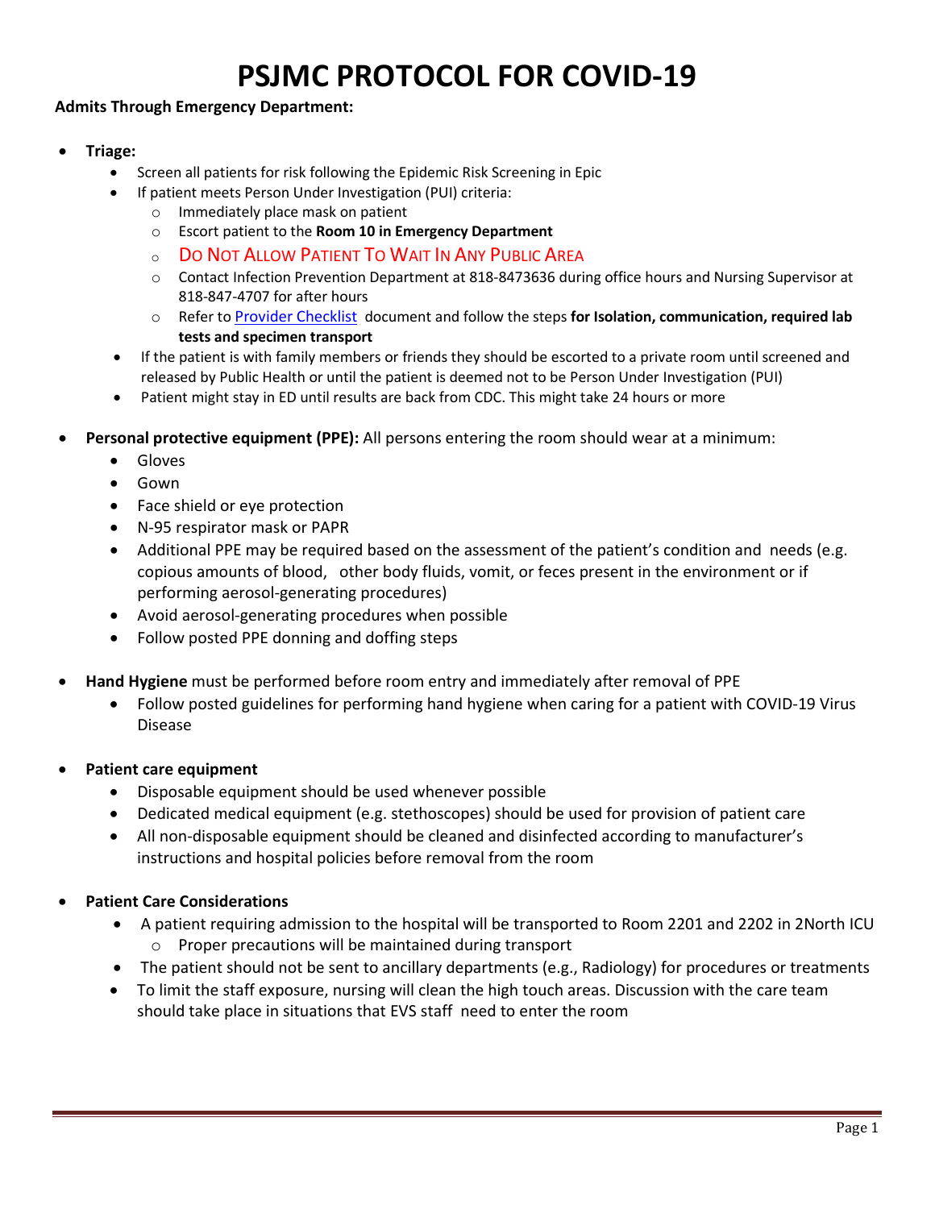# PSJMC PROTOCOL FOR COVID-19

**Admits Through Emergency Department:**

- **Triage:**
  - Screen all patients for risk following the Epidemic Risk Screening in Epic
  - If patient meets Person Under Investigation (PUI) criteria:
    - Immediately place mask on patient
    - Escort patient to the **Room 10 in Emergency Department**
    - DO NOT ALLOW PATIENT TO WAIT IN ANY PUBLIC AREA
    - Contact Infection Prevention Department at 818-8473636 during office hours and Nursing Supervisor at 818-847-4707 for after hours
    - Refer to Provider Checklist document and follow the steps **for Isolation, communication, required lab tests and specimen transport**
  - If the patient is with family members or friends they should be escorted to a private room until screened and released by Public Health or until the patient is deemed not to be Person Under Investigation (PUI)
  - Patient might stay in ED until results are back from CDC. This might take 24 hours or more

- **Personal protective equipment (PPE):** All persons entering the room should wear at a minimum:
  - Gloves
  - Gown
  - Face shield or eye protection
  - N-95 respirator mask or PAPR
  - Additional PPE may be required based on the assessment of the patient's condition and needs (e.g. copious amounts of blood, other body fluids, vomit, or feces present in the environment or if performing aerosol-generating procedures)
  - Avoid aerosol-generating procedures when possible
  - Follow posted PPE donning and doffing steps

- **Hand Hygiene** must be performed before room entry and immediately after removal of PPE
  - Follow posted guidelines for performing hand hygiene when caring for a patient with COVID-19 Virus Disease

- **Patient care equipment**
  - Disposable equipment should be used whenever possible
  - Dedicated medical equipment (e.g. stethoscopes) should be used for provision of patient care
  - All non-disposable equipment should be cleaned and disinfected according to manufacturer's instructions and hospital policies before removal from the room

- **Patient Care Considerations**
  - A patient requiring admission to the hospital will be transported to Room 2201 and 2202 in 2North ICU
    - Proper precautions will be maintained during transport
  - The patient should not be sent to ancillary departments (e.g., Radiology) for procedures or treatments
  - To limit the staff exposure, nursing will clean the high touch areas. Discussion with the care team should take place in situations that EVS staff need to enter the room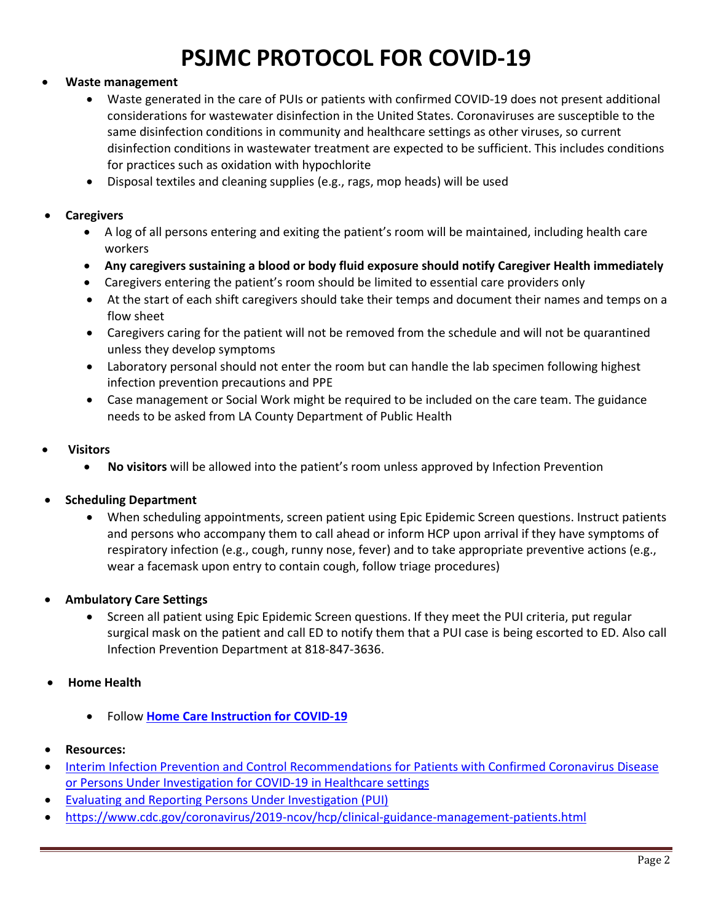# PSJMC PROTOCOL FOR COVID-19

- **Waste management**
    - Waste generated in the care of PUIs or patients with confirmed COVID-19 does not present additional considerations for wastewater disinfection in the United States. Coronaviruses are susceptible to the same disinfection conditions in community and healthcare settings as other viruses, so current disinfection conditions in wastewater treatment are expected to be sufficient. This includes conditions for practices such as oxidation with hypochlorite
    - Disposal textiles and cleaning supplies (e.g., rags, mop heads) will be used

- **Caregivers**
    - A log of all persons entering and exiting the patient's room will be maintained, including health care workers
    - **Any caregivers sustaining a blood or body fluid exposure should notify Caregiver Health immediately**
    - Caregivers entering the patient's room should be limited to essential care providers only
    - At the start of each shift caregivers should take their temps and document their names and temps on a flow sheet
    - Caregivers caring for the patient will not be removed from the schedule and will not be quarantined unless they develop symptoms
    - Laboratory personal should not enter the room but can handle the lab specimen following highest infection prevention precautions and PPE
    - Case management or Social Work might be required to be included on the care team. The guidance needs to be asked from LA County Department of Public Health

- **Visitors**
    - **No visitors** will be allowed into the patient's room unless approved by Infection Prevention

- **Scheduling Department**
    - When scheduling appointments, screen patient using Epic Epidemic Screen questions. Instruct patients and persons who accompany them to call ahead or inform HCP upon arrival if they have symptoms of respiratory infection (e.g., cough, runny nose, fever) and to take appropriate preventive actions (e.g., wear a facemask upon entry to contain cough, follow triage procedures)

- **Ambulatory Care Settings**
    - Screen all patient using Epic Epidemic Screen questions. If they meet the PUI criteria, put regular surgical mask on the patient and call ED to notify them that a PUI case is being escorted to ED. Also call Infection Prevention Department at 818-847-3636.

- **Home Health**
    - Follow **Home Care Instruction for COVID-19**

- **Resources:**
- Interim Infection Prevention and Control Recommendations for Patients with Confirmed Coronavirus Disease or Persons Under Investigation for COVID-19 in Healthcare settings
- Evaluating and Reporting Persons Under Investigation (PUI)
- https://www.cdc.gov/coronavirus/2019-ncov/hcp/clinical-guidance-management-patients.html